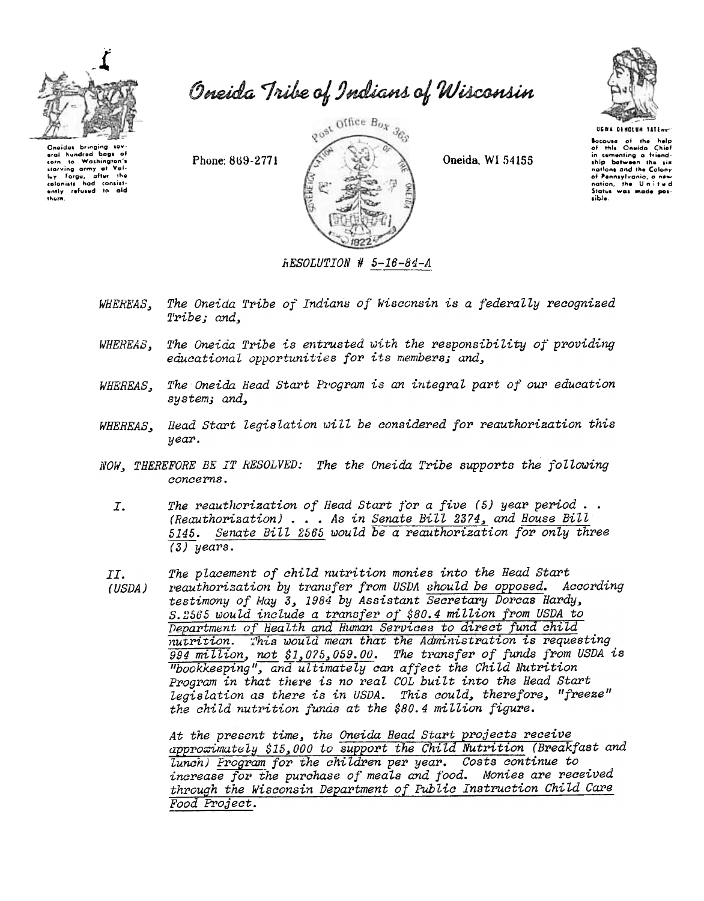# Oneida Tribe of Indians of Wisconsin

Oneidas bringing several hundred bags of corn to Washington's starving army at Valley Forge, after the colonists had consistently refused to aid them.

Phone: 869-2771

Post Office Box 365

Oneida, WI 54155

UGWA DEHOLUN YATEHE

Because of the help of this Oneida Chief in cementing a friendship between the six nations and the Colony of Pennsylvania, a new nation, the United States was made possible.

*RESOLUTION # 5-16-84-A*

*WHEREAS, The Oneida Tribe of Indians of Wisconsin is a federally recognized Tribe; and,*

*WHEREAS, The Oneida Tribe is entrusted with the responsibility of providing educational opportunities for its members; and,*

*WHEREAS, The Oneida Head Start Program is an integral part of our education system; and,*

*WHEREAS, Head Start legislation will be considered for reauthorization this year.*

*NOW, THEREFORE BE IT RESOLVED: The the Oneida Tribe supports the following concerns.*

*I. The reauthorization of Head Start for a five (5) year period . . (Reauthorization) . . . As in Senate Bill 2374, and House Bill 5145. Senate Bill 2565 would be a reauthorization for only three (3) years.*

*II. (USDA) The placement of child nutrition monies into the Head Start reauthorization by transfer from USDA should be opposed. According testimony of May 3, 1984 by Assistant Secretary Dorcas Hardy, S.2565 would include a transfer of $80.4 million from USDA to Department of Health and Human Services to direct fund child nutrition. This would mean that the Administration is requesting 994 million, not $1,075,059.00. The transfer of funds from USDA is "bookkeeping", and ultimately can affect the Child Nutrition Program in that there is no real COL built into the Head Start legislation as there is in USDA. This could, therefore, "freeze" the child nutrition funds at the $80.4 million figure.*

*At the present time, the Oneida Head Start projects receive approximately $15,000 to support the Child Nutrition (Breakfast and lunch) Program for the children per year. Costs continue to increase for the purchase of meals and food. Monies are received through the Wisconsin Department of Public Instruction Child Care Food Project.*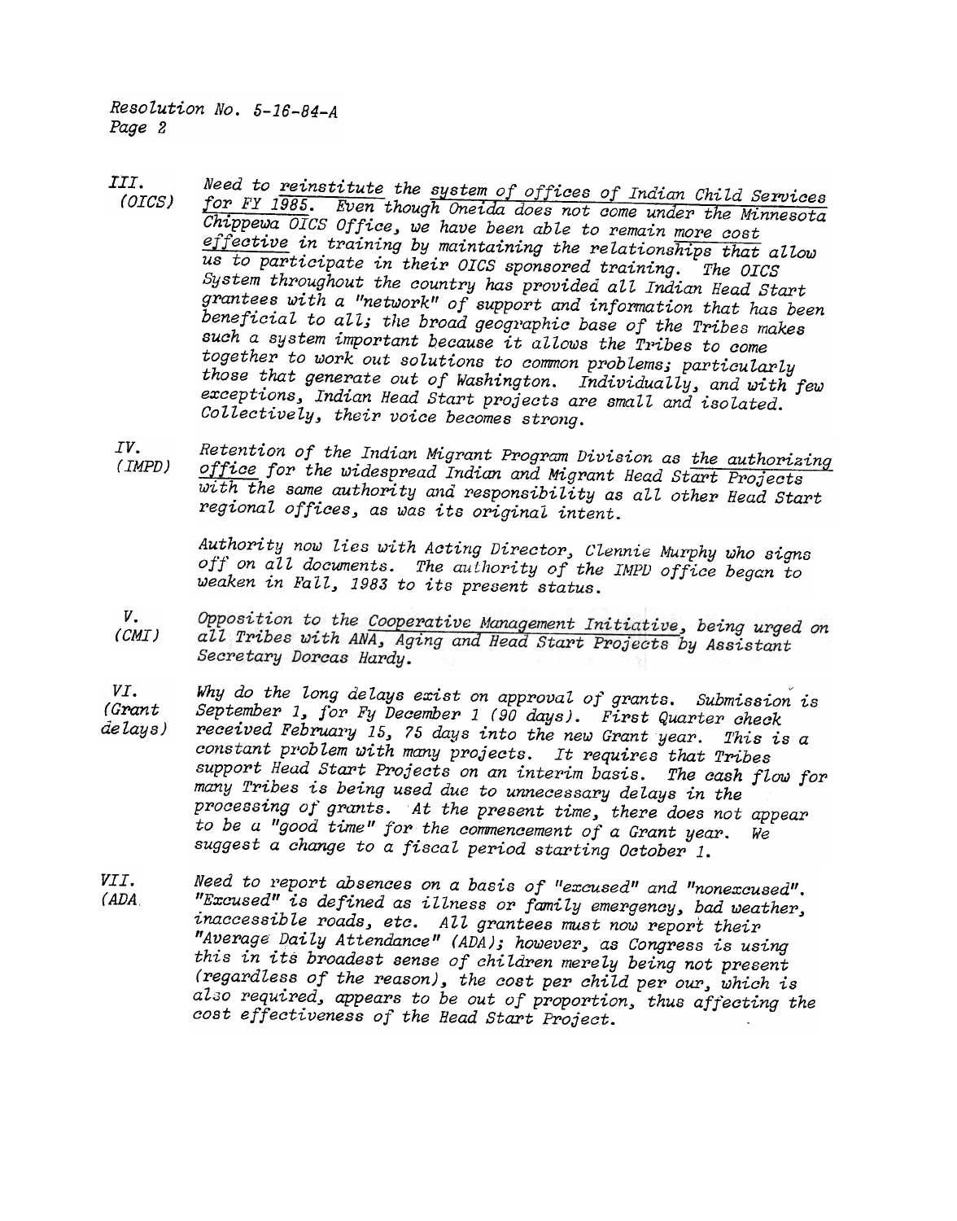Resolution No. 5-16-84-A
Page 2

III. (OICS) Need to reinstitute the system of offices of Indian Child Services for FY 1985. Even though Oneida does not come under the Minnesota Chippewa OICS Office, we have been able to remain more cost effective in training by maintaining the relationships that allow us to participate in their OICS sponsored training. The OICS System throughout the country has provided all Indian Head Start grantees with a "network" of support and information that has been beneficial to all; the broad geographic base of the Tribes makes such a system important because it allows the Tribes to come together to work out solutions to common problems; particularly those that generate out of Washington. Individually, and with few exceptions, Indian Head Start projects are small and isolated. Collectively, their voice becomes strong.

IV. (IMPD) Retention of the Indian Migrant Program Division as the authorizing office for the widespread Indian and Migrant Head Start Projects with the same authority and responsibility as all other Head Start regional offices, as was its original intent.

Authority now lies with Acting Director, Clennie Murphy who signs off on all documents. The authority of the IMPD office began to weaken in Fall, 1983 to its present status.

V. (CMI) Opposition to the Cooperative Management Initiative, being urged on all Tribes with ANA, Aging and Head Start Projects by Assistant Secretary Dorcas Hardy.

VI. (Grant delays) Why do the long delays exist on approval of grants. Submission is September 1, for Fy December 1 (90 days). First Quarter check received February 15, 75 days into the new Grant year. This is a constant problem with many projects. It requires that Tribes support Head Start Projects on an interim basis. The cash flow for many Tribes is being used due to unnecessary delays in the processing of grants. At the present time, there does not appear to be a "good time" for the commencement of a Grant year. We suggest a change to a fiscal period starting October 1.

VII. (ADA) Need to report absences on a basis of "excused" and "nonexcused". "Excused" is defined as illness or family emergency, bad weather, inaccessible roads, etc. All grantees must now report their "Average Daily Attendance" (ADA); however, as Congress is using this in its broadest sense of children merely being not present (regardless of the reason), the cost per child per our, which is also required, appears to be out of proportion, thus affecting the cost effectiveness of the Head Start Project.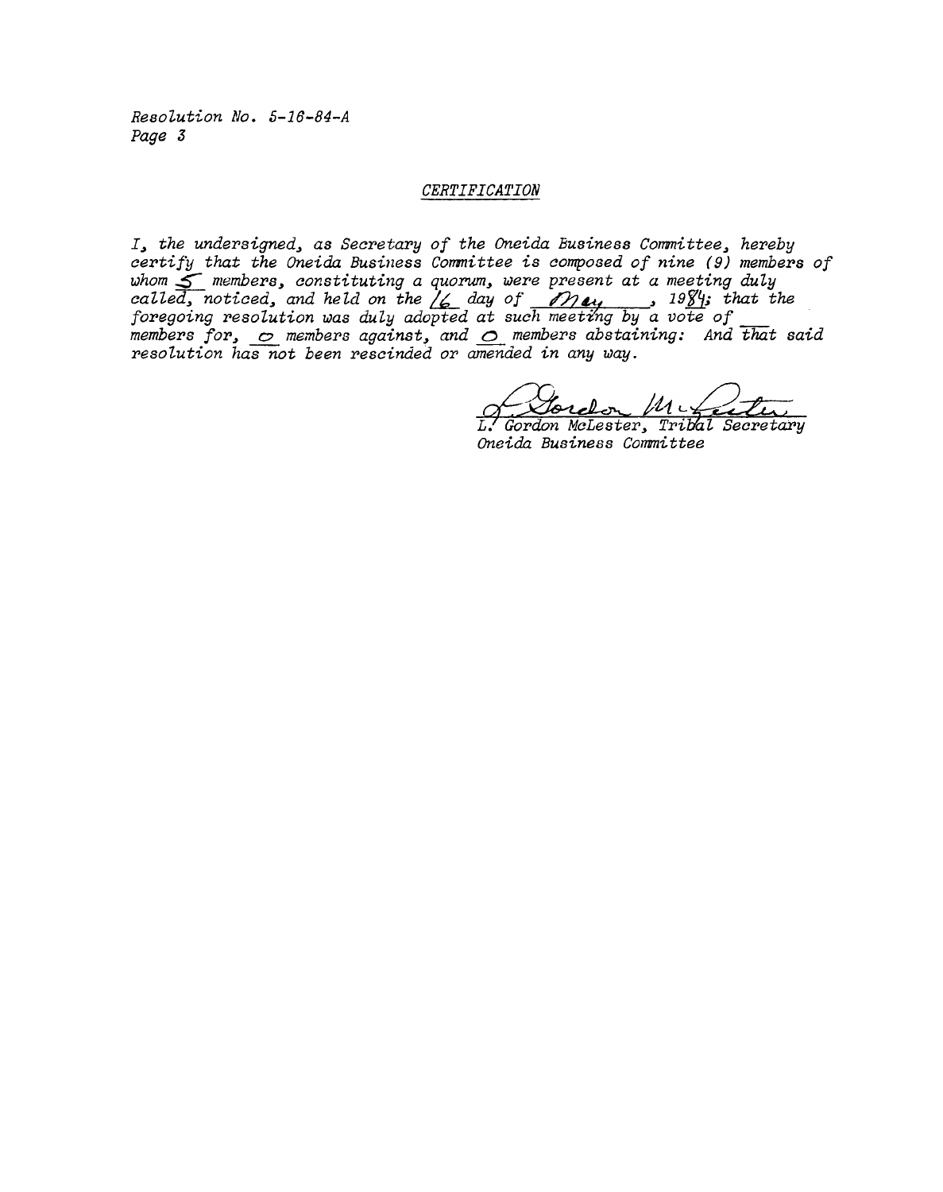Resolution No. 5-16-84-A
Page 3

## CERTIFICATION

I, the undersigned, as Secretary of the Oneida Business Committee, hereby certify that the Oneida Business Committee is composed of nine (9) members of whom 5 members, constituting a quorum, were present at a meeting duly called, noticed, and held on the 16 day of May, 1984; that the foregoing resolution was duly adopted at such meeting by a vote of ___ members for, 0 members against, and 0 members abstaining: And that said resolution has not been rescinded or amended in any way.

L. Gordon McLester

L. Gordon McLester, Tribal Secretary
Oneida Business Committee